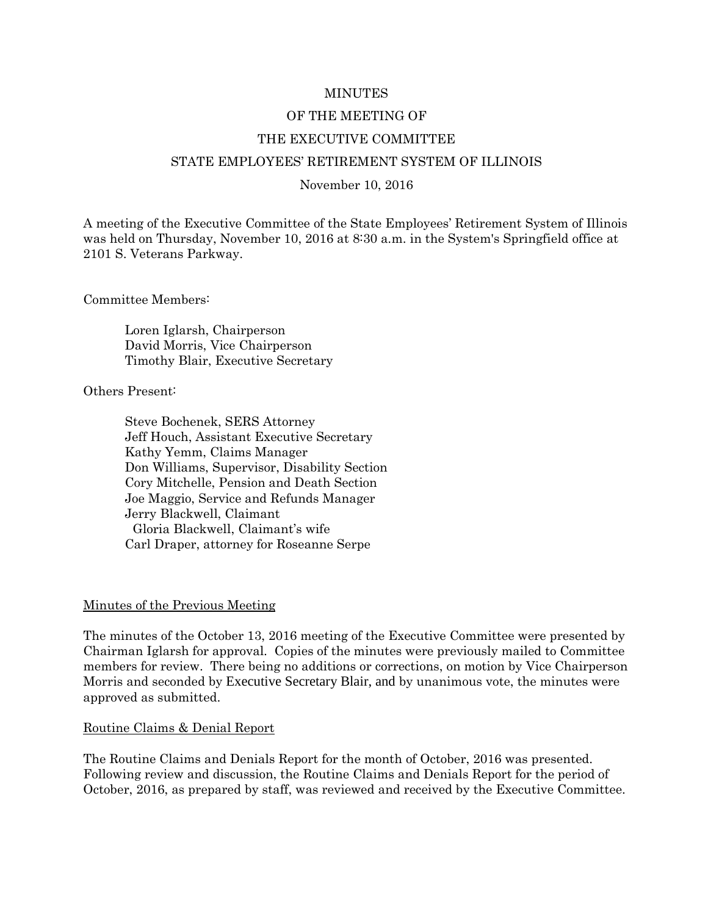# MINUTES
## OF THE MEETING OF
## THE EXECUTIVE COMMITTEE
## STATE EMPLOYEES' RETIREMENT SYSTEM OF ILLINOIS

November 10, 2016

A meeting of the Executive Committee of the State Employees' Retirement System of Illinois was held on Thursday, November 10, 2016 at 8:30 a.m. in the System's Springfield office at 2101 S. Veterans Parkway.

Committee Members:

> Loren Iglarsh, Chairperson
> David Morris, Vice Chairperson
> Timothy Blair, Executive Secretary

Others Present:

> Steve Bochenek, SERS Attorney
> Jeff Houch, Assistant Executive Secretary
> Kathy Yemm, Claims Manager
> Don Williams, Supervisor, Disability Section
> Cory Mitchelle, Pension and Death Section
> Joe Maggio, Service and Refunds Manager
> Jerry Blackwell, Claimant
> Gloria Blackwell, Claimant's wife
> Carl Draper, attorney for Roseanne Serpe

<u>Minutes of the Previous Meeting</u>

The minutes of the October 13, 2016 meeting of the Executive Committee were presented by Chairman Iglarsh for approval. Copies of the minutes were previously mailed to Committee members for review. There being no additions or corrections, on motion by Vice Chairperson Morris and seconded by Executive Secretary Blair, and by unanimous vote, the minutes were approved as submitted.

<u>Routine Claims & Denial Report</u>

The Routine Claims and Denials Report for the month of October, 2016 was presented. Following review and discussion, the Routine Claims and Denials Report for the period of October, 2016, as prepared by staff, was reviewed and received by the Executive Committee.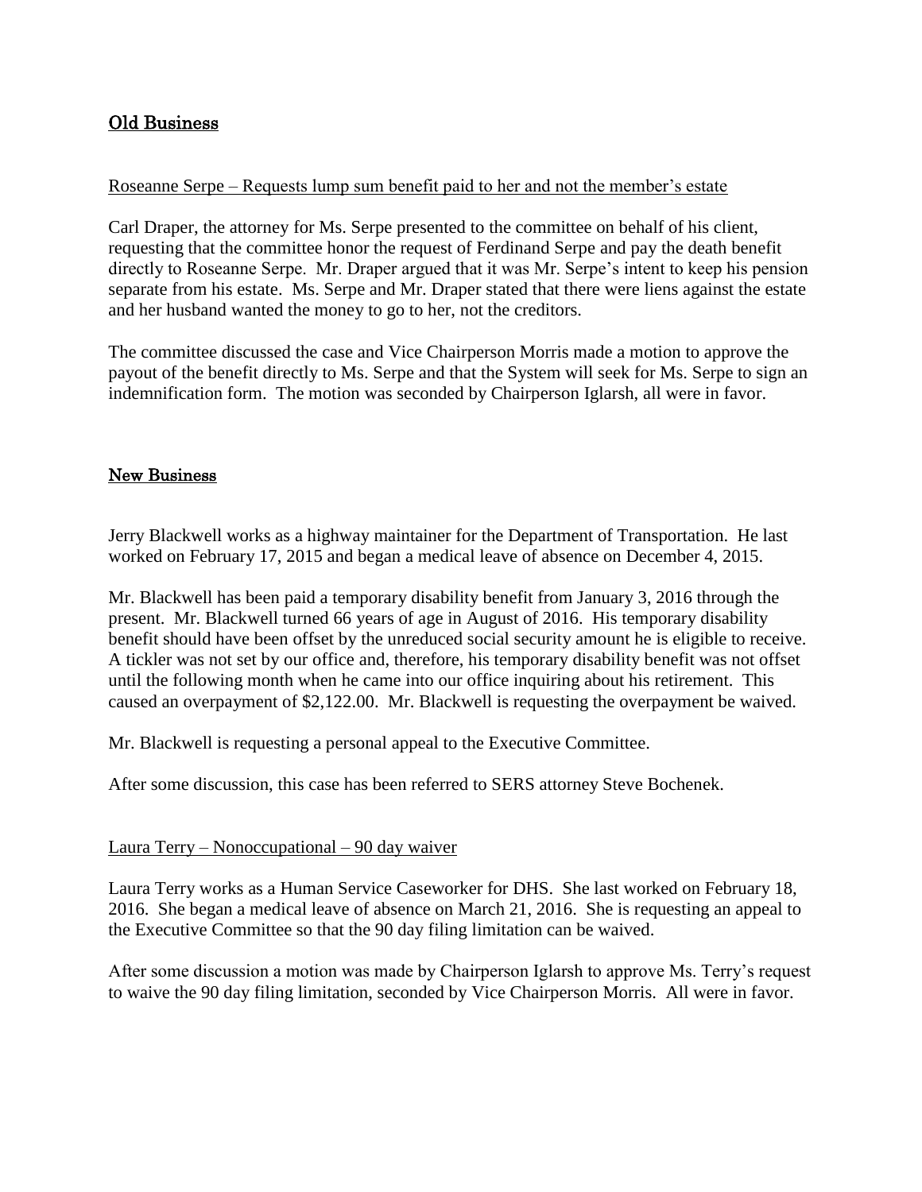## Old Business

Roseanne Serpe – Requests lump sum benefit paid to her and not the member's estate

Carl Draper, the attorney for Ms. Serpe presented to the committee on behalf of his client, requesting that the committee honor the request of Ferdinand Serpe and pay the death benefit directly to Roseanne Serpe. Mr. Draper argued that it was Mr. Serpe's intent to keep his pension separate from his estate. Ms. Serpe and Mr. Draper stated that there were liens against the estate and her husband wanted the money to go to her, not the creditors.

The committee discussed the case and Vice Chairperson Morris made a motion to approve the payout of the benefit directly to Ms. Serpe and that the System will seek for Ms. Serpe to sign an indemnification form. The motion was seconded by Chairperson Iglarsh, all were in favor.

## New Business

Jerry Blackwell works as a highway maintainer for the Department of Transportation. He last worked on February 17, 2015 and began a medical leave of absence on December 4, 2015.

Mr. Blackwell has been paid a temporary disability benefit from January 3, 2016 through the present. Mr. Blackwell turned 66 years of age in August of 2016. His temporary disability benefit should have been offset by the unreduced social security amount he is eligible to receive. A tickler was not set by our office and, therefore, his temporary disability benefit was not offset until the following month when he came into our office inquiring about his retirement. This caused an overpayment of $2,122.00. Mr. Blackwell is requesting the overpayment be waived.

Mr. Blackwell is requesting a personal appeal to the Executive Committee.

After some discussion, this case has been referred to SERS attorney Steve Bochenek.

Laura Terry – Nonoccupational – 90 day waiver

Laura Terry works as a Human Service Caseworker for DHS. She last worked on February 18, 2016. She began a medical leave of absence on March 21, 2016. She is requesting an appeal to the Executive Committee so that the 90 day filing limitation can be waived.

After some discussion a motion was made by Chairperson Iglarsh to approve Ms. Terry's request to waive the 90 day filing limitation, seconded by Vice Chairperson Morris. All were in favor.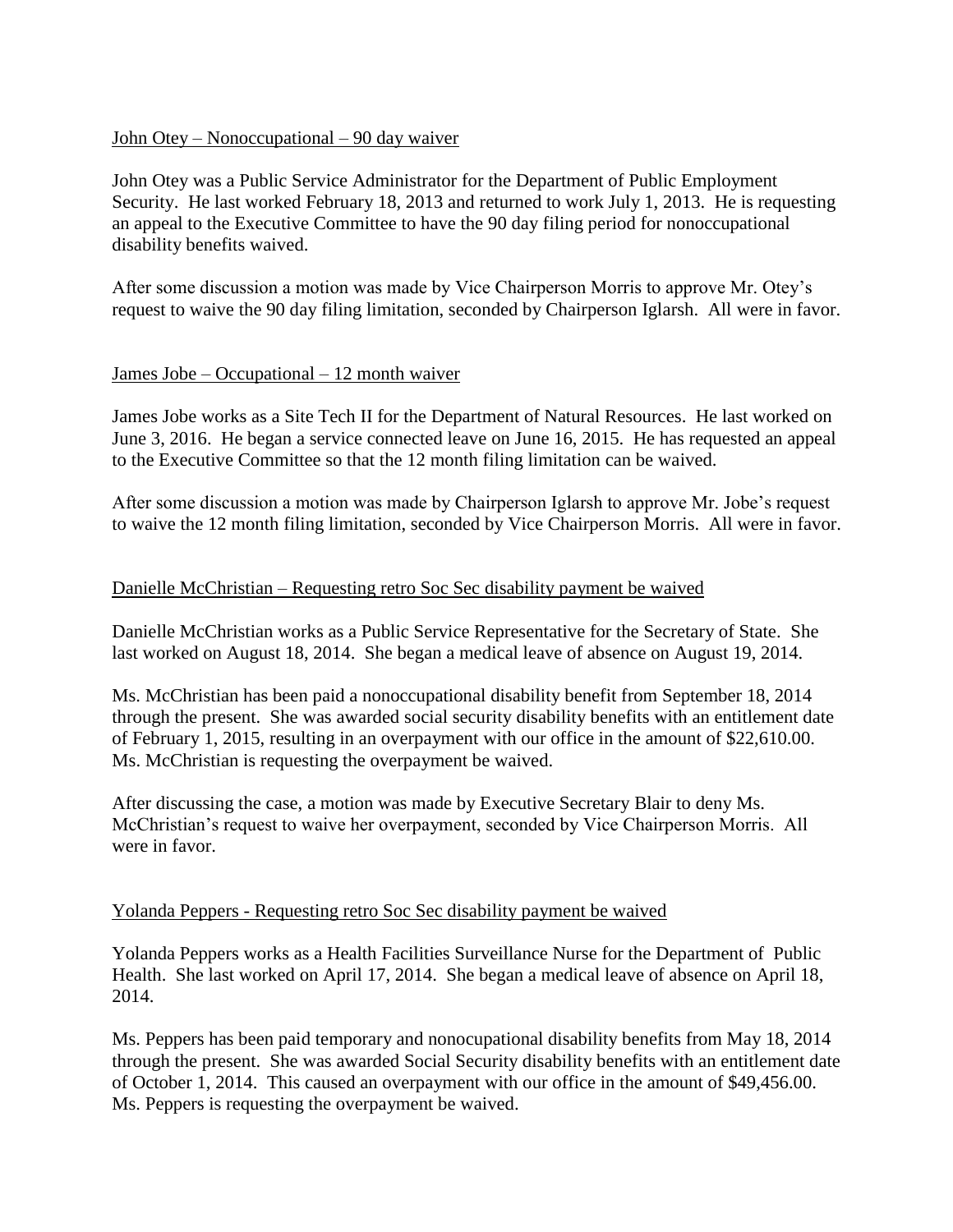<u>John Otey – Nonoccupational – 90 day waiver</u>

John Otey was a Public Service Administrator for the Department of Public Employment Security. He last worked February 18, 2013 and returned to work July 1, 2013. He is requesting an appeal to the Executive Committee to have the 90 day filing period for nonoccupational disability benefits waived.

After some discussion a motion was made by Vice Chairperson Morris to approve Mr. Otey's request to waive the 90 day filing limitation, seconded by Chairperson Iglarsh. All were in favor.

<u>James Jobe – Occupational – 12 month waiver</u>

James Jobe works as a Site Tech II for the Department of Natural Resources. He last worked on June 3, 2016. He began a service connected leave on June 16, 2015. He has requested an appeal to the Executive Committee so that the 12 month filing limitation can be waived.

After some discussion a motion was made by Chairperson Iglarsh to approve Mr. Jobe's request to waive the 12 month filing limitation, seconded by Vice Chairperson Morris. All were in favor.

<u>Danielle McChristian – Requesting retro Soc Sec disability payment be waived</u>

Danielle McChristian works as a Public Service Representative for the Secretary of State. She last worked on August 18, 2014. She began a medical leave of absence on August 19, 2014.

Ms. McChristian has been paid a nonoccupational disability benefit from September 18, 2014 through the present. She was awarded social security disability benefits with an entitlement date of February 1, 2015, resulting in an overpayment with our office in the amount of $22,610.00. Ms. McChristian is requesting the overpayment be waived.

After discussing the case, a motion was made by Executive Secretary Blair to deny Ms. McChristian's request to waive her overpayment, seconded by Vice Chairperson Morris. All were in favor.

<u>Yolanda Peppers - Requesting retro Soc Sec disability payment be waived</u>

Yolanda Peppers works as a Health Facilities Surveillance Nurse for the Department of Public Health. She last worked on April 17, 2014. She began a medical leave of absence on April 18, 2014.

Ms. Peppers has been paid temporary and nonocupational disability benefits from May 18, 2014 through the present. She was awarded Social Security disability benefits with an entitlement date of October 1, 2014. This caused an overpayment with our office in the amount of $49,456.00. Ms. Peppers is requesting the overpayment be waived.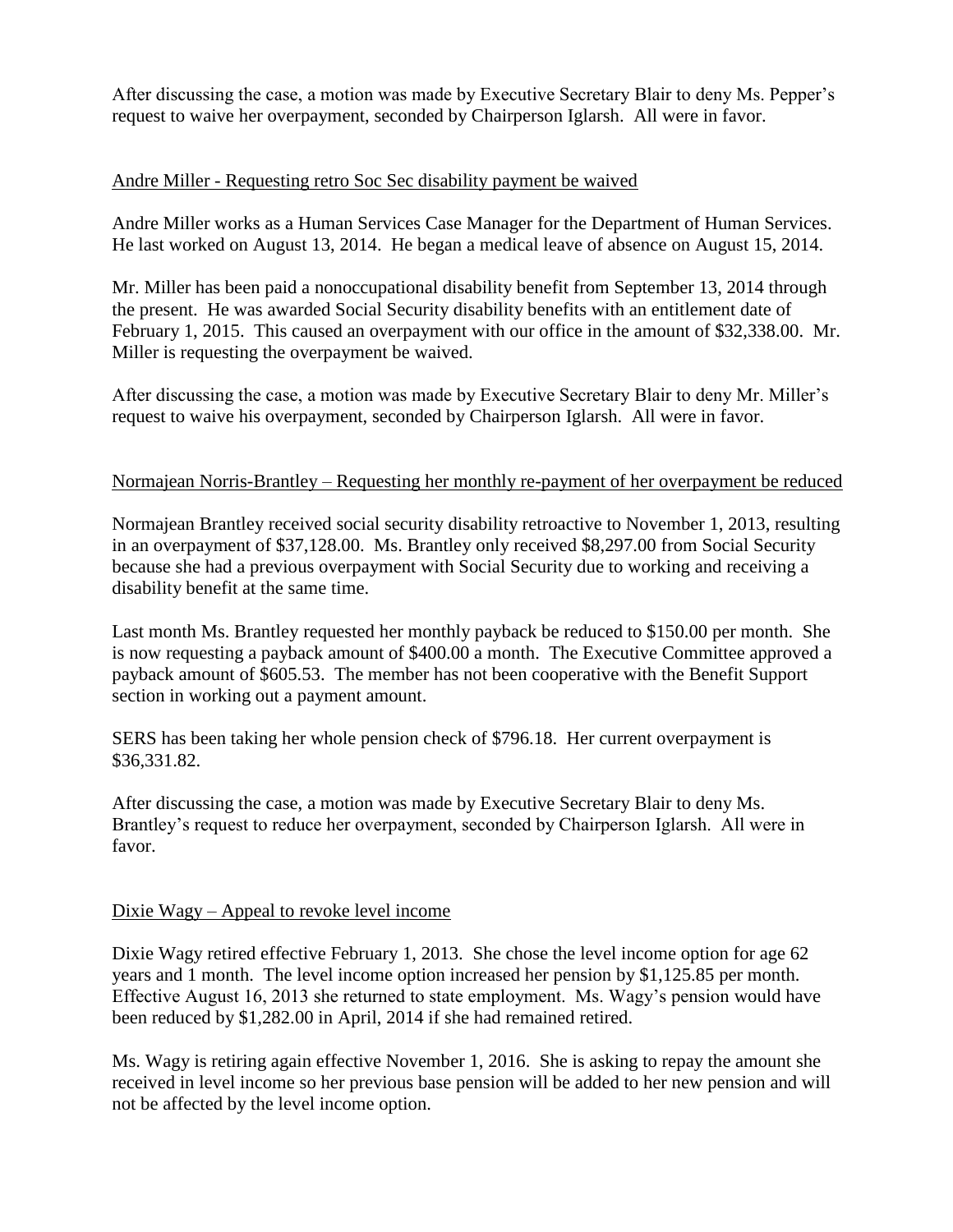After discussing the case, a motion was made by Executive Secretary Blair to deny Ms. Pepper's request to waive her overpayment, seconded by Chairperson Iglarsh. All were in favor.

Andre Miller - Requesting retro Soc Sec disability payment be waived

Andre Miller works as a Human Services Case Manager for the Department of Human Services. He last worked on August 13, 2014. He began a medical leave of absence on August 15, 2014.

Mr. Miller has been paid a nonoccupational disability benefit from September 13, 2014 through the present. He was awarded Social Security disability benefits with an entitlement date of February 1, 2015. This caused an overpayment with our office in the amount of $32,338.00. Mr. Miller is requesting the overpayment be waived.

After discussing the case, a motion was made by Executive Secretary Blair to deny Mr. Miller's request to waive his overpayment, seconded by Chairperson Iglarsh. All were in favor.

Normajean Norris-Brantley – Requesting her monthly re-payment of her overpayment be reduced

Normajean Brantley received social security disability retroactive to November 1, 2013, resulting in an overpayment of $37,128.00. Ms. Brantley only received $8,297.00 from Social Security because she had a previous overpayment with Social Security due to working and receiving a disability benefit at the same time.

Last month Ms. Brantley requested her monthly payback be reduced to $150.00 per month. She is now requesting a payback amount of $400.00 a month. The Executive Committee approved a payback amount of $605.53. The member has not been cooperative with the Benefit Support section in working out a payment amount.

SERS has been taking her whole pension check of $796.18. Her current overpayment is $36,331.82.

After discussing the case, a motion was made by Executive Secretary Blair to deny Ms. Brantley's request to reduce her overpayment, seconded by Chairperson Iglarsh. All were in favor.

Dixie Wagy – Appeal to revoke level income

Dixie Wagy retired effective February 1, 2013. She chose the level income option for age 62 years and 1 month. The level income option increased her pension by $1,125.85 per month. Effective August 16, 2013 she returned to state employment. Ms. Wagy's pension would have been reduced by $1,282.00 in April, 2014 if she had remained retired.

Ms. Wagy is retiring again effective November 1, 2016. She is asking to repay the amount she received in level income so her previous base pension will be added to her new pension and will not be affected by the level income option.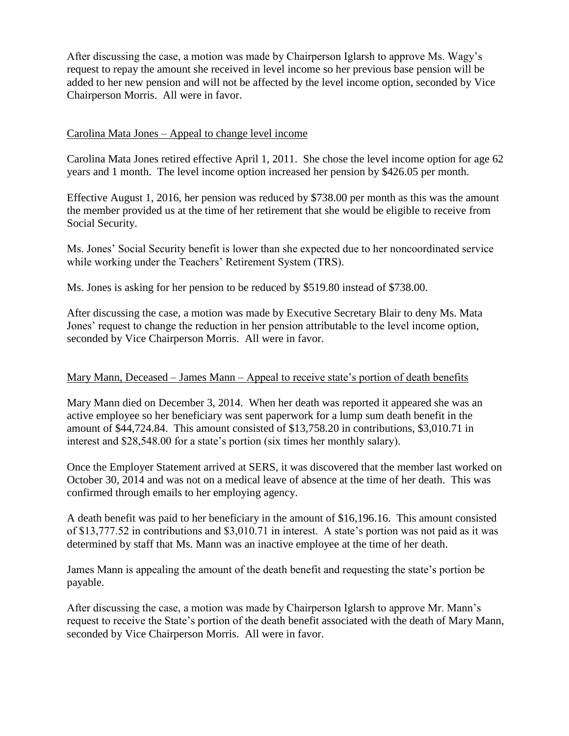After discussing the case, a motion was made by Chairperson Iglarsh to approve Ms. Wagy's request to repay the amount she received in level income so her previous base pension will be added to her new pension and will not be affected by the level income option, seconded by Vice Chairperson Morris. All were in favor.

Carolina Mata Jones – Appeal to change level income

Carolina Mata Jones retired effective April 1, 2011. She chose the level income option for age 62 years and 1 month. The level income option increased her pension by $426.05 per month.

Effective August 1, 2016, her pension was reduced by $738.00 per month as this was the amount the member provided us at the time of her retirement that she would be eligible to receive from Social Security.

Ms. Jones' Social Security benefit is lower than she expected due to her noncoordinated service while working under the Teachers' Retirement System (TRS).

Ms. Jones is asking for her pension to be reduced by $519.80 instead of $738.00.

After discussing the case, a motion was made by Executive Secretary Blair to deny Ms. Mata Jones' request to change the reduction in her pension attributable to the level income option, seconded by Vice Chairperson Morris. All were in favor.

Mary Mann, Deceased – James Mann – Appeal to receive state's portion of death benefits

Mary Mann died on December 3, 2014. When her death was reported it appeared she was an active employee so her beneficiary was sent paperwork for a lump sum death benefit in the amount of $44,724.84. This amount consisted of $13,758.20 in contributions, $3,010.71 in interest and $28,548.00 for a state's portion (six times her monthly salary).

Once the Employer Statement arrived at SERS, it was discovered that the member last worked on October 30, 2014 and was not on a medical leave of absence at the time of her death. This was confirmed through emails to her employing agency.

A death benefit was paid to her beneficiary in the amount of $16,196.16. This amount consisted of $13,777.52 in contributions and $3,010.71 in interest. A state's portion was not paid as it was determined by staff that Ms. Mann was an inactive employee at the time of her death.

James Mann is appealing the amount of the death benefit and requesting the state's portion be payable.

After discussing the case, a motion was made by Chairperson Iglarsh to approve Mr. Mann's request to receive the State's portion of the death benefit associated with the death of Mary Mann, seconded by Vice Chairperson Morris. All were in favor.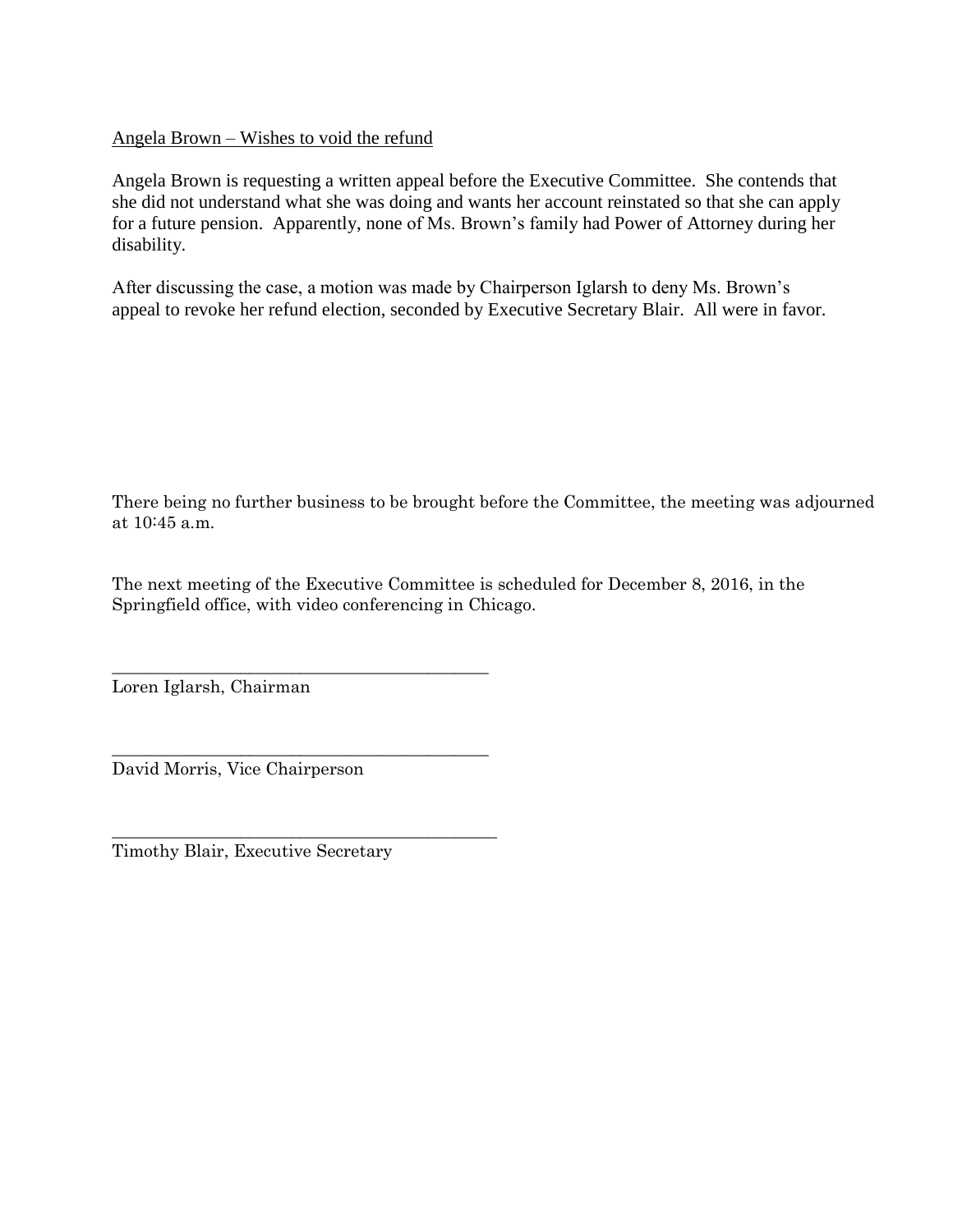<u>Angela Brown – Wishes to void the refund</u>

Angela Brown is requesting a written appeal before the Executive Committee. She contends that she did not understand what she was doing and wants her account reinstated so that she can apply for a future pension. Apparently, none of Ms. Brown's family had Power of Attorney during her disability.

After discussing the case, a motion was made by Chairperson Iglarsh to deny Ms. Brown's appeal to revoke her refund election, seconded by Executive Secretary Blair. All were in favor.

There being no further business to be brought before the Committee, the meeting was adjourned at 10:45 a.m.

The next meeting of the Executive Committee is scheduled for December 8, 2016, in the Springfield office, with video conferencing in Chicago.

_____________________________________________
Loren Iglarsh, Chairman

_____________________________________________
David Morris, Vice Chairperson

_____________________________________________
Timothy Blair, Executive Secretary